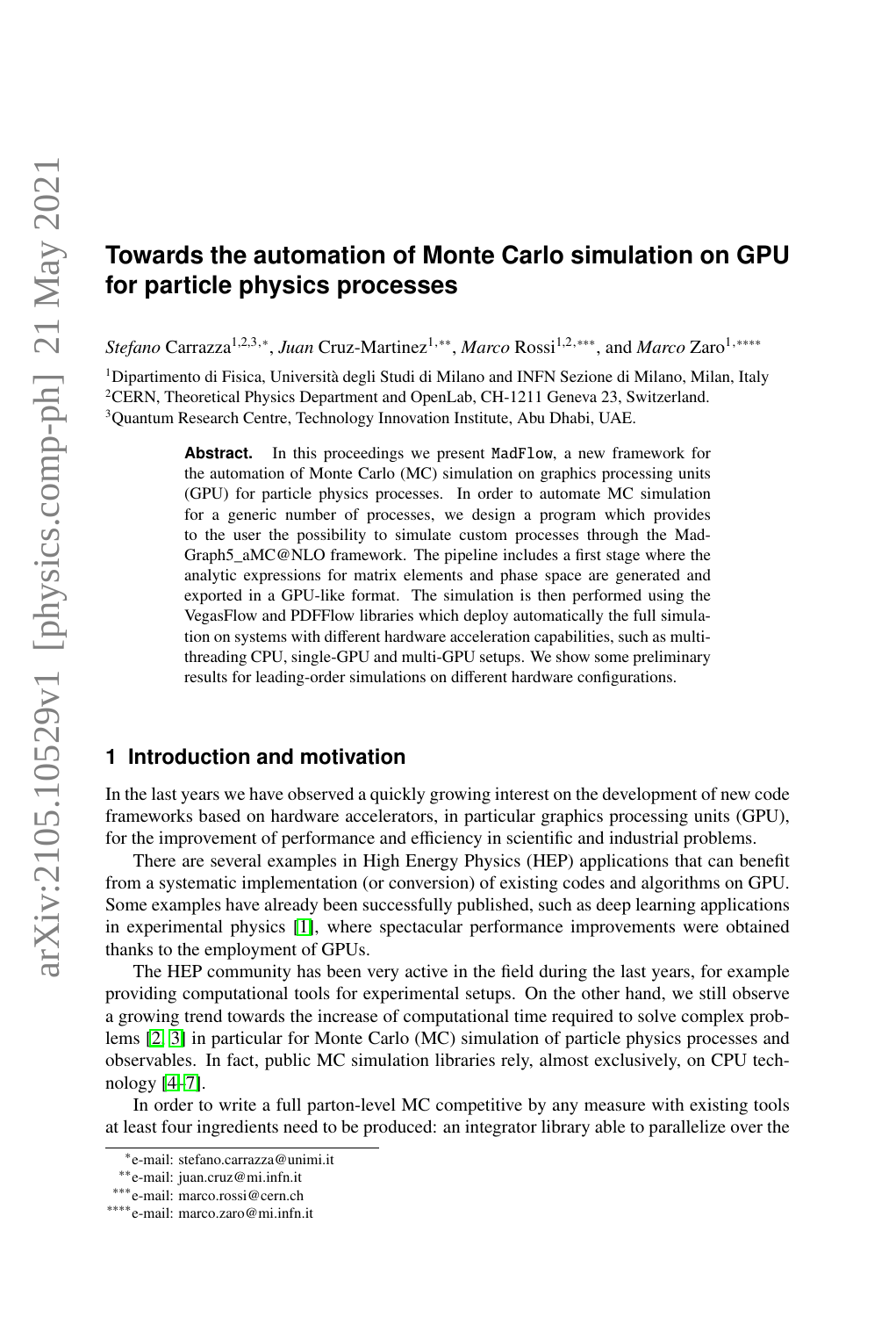# Towards the automation of Monte Carlo simulation on GPU for particle physics processes

*Stefano* Carrazza[1,2,3,*], *Juan* Cruz-Martinez[1,**], *Marco* Rossi[1,2,***], and *Marco* Zaro[1,****]

[1]Dipartimento di Fisica, Università degli Studi di Milano and INFN Sezione di Milano, Milan, Italy
[2]CERN, Theoretical Physics Department and OpenLab, CH-1211 Geneva 23, Switzerland.
[3]Quantum Research Centre, Technology Innovation Institute, Abu Dhabi, UAE.

**Abstract.** In this proceedings we present MadFlow, a new framework for the automation of Monte Carlo (MC) simulation on graphics processing units (GPU) for particle physics processes. In order to automate MC simulation for a generic number of processes, we design a program which provides to the user the possibility to simulate custom processes through the MadGraph5_aMC@NLO framework. The pipeline includes a first stage where the analytic expressions for matrix elements and phase space are generated and exported in a GPU-like format. The simulation is then performed using the VegasFlow and PDFFlow libraries which deploy automatically the full simulation on systems with different hardware acceleration capabilities, such as multi-threading CPU, single-GPU and multi-GPU setups. We show some preliminary results for leading-order simulations on different hardware configurations.

## 1 Introduction and motivation

In the last years we have observed a quickly growing interest on the development of new code frameworks based on hardware accelerators, in particular graphics processing units (GPU), for the improvement of performance and efficiency in scientific and industrial problems.

There are several examples in High Energy Physics (HEP) applications that can benefit from a systematic implementation (or conversion) of existing codes and algorithms on GPU. Some examples have already been successfully published, such as deep learning applications in experimental physics [1], where spectacular performance improvements were obtained thanks to the employment of GPUs.

The HEP community has been very active in the field during the last years, for example providing computational tools for experimental setups. On the other hand, we still observe a growing trend towards the increase of computational time required to solve complex problems [2, 3] in particular for Monte Carlo (MC) simulation of particle physics processes and observables. In fact, public MC simulation libraries rely, almost exclusively, on CPU technology [4–7].

In order to write a full parton-level MC competitive by any measure with existing tools at least four ingredients need to be produced: an integrator library able to parallelize over the

*e-mail: stefano.carrazza@unimi.it
**e-mail: juan.cruz@mi.infn.it
***e-mail: marco.rossi@cern.ch
****e-mail: marco.zaro@mi.infn.it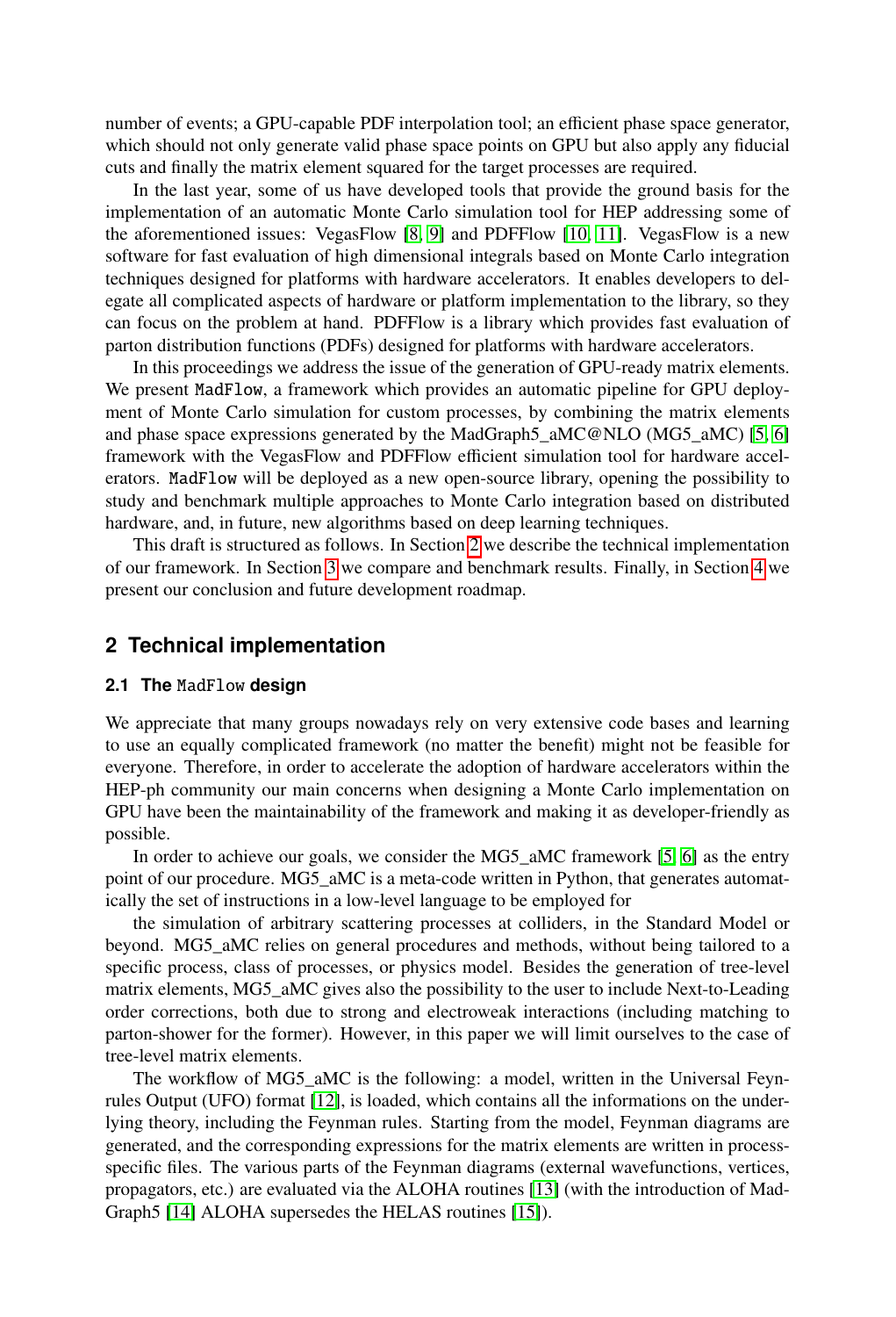number of events; a GPU-capable PDF interpolation tool; an efficient phase space generator, which should not only generate valid phase space points on GPU but also apply any fiducial cuts and finally the matrix element squared for the target processes are required.

In the last year, some of us have developed tools that provide the ground basis for the implementation of an automatic Monte Carlo simulation tool for HEP addressing some of the aforementioned issues: VegasFlow [8, 9] and PDFFlow [10, 11]. VegasFlow is a new software for fast evaluation of high dimensional integrals based on Monte Carlo integration techniques designed for platforms with hardware accelerators. It enables developers to delegate all complicated aspects of hardware or platform implementation to the library, so they can focus on the problem at hand. PDFFlow is a library which provides fast evaluation of parton distribution functions (PDFs) designed for platforms with hardware accelerators.

In this proceedings we address the issue of the generation of GPU-ready matrix elements. We present `MadFlow`, a framework which provides an automatic pipeline for GPU deployment of Monte Carlo simulation for custom processes, by combining the matrix elements and phase space expressions generated by the MadGraph5_aMC@NLO (MG5_aMC) [5, 6] framework with the VegasFlow and PDFFlow efficient simulation tool for hardware accelerators. `MadFlow` will be deployed as a new open-source library, opening the possibility to study and benchmark multiple approaches to Monte Carlo integration based on distributed hardware, and, in future, new algorithms based on deep learning techniques.

This draft is structured as follows. In Section 2 we describe the technical implementation of our framework. In Section 3 we compare and benchmark results. Finally, in Section 4 we present our conclusion and future development roadmap.

## 2 Technical implementation

### 2.1 The `MadFlow` design

We appreciate that many groups nowadays rely on very extensive code bases and learning to use an equally complicated framework (no matter the benefit) might not be feasible for everyone. Therefore, in order to accelerate the adoption of hardware accelerators within the HEP-ph community our main concerns when designing a Monte Carlo implementation on GPU have been the maintainability of the framework and making it as developer-friendly as possible.

In order to achieve our goals, we consider the MG5_aMC framework [5, 6] as the entry point of our procedure. MG5_aMC is a meta-code written in Python, that generates automatically the set of instructions in a low-level language to be employed for

the simulation of arbitrary scattering processes at colliders, in the Standard Model or beyond. MG5_aMC relies on general procedures and methods, without being tailored to a specific process, class of processes, or physics model. Besides the generation of tree-level matrix elements, MG5_aMC gives also the possibility to the user to include Next-to-Leading order corrections, both due to strong and electroweak interactions (including matching to parton-shower for the former). However, in this paper we will limit ourselves to the case of tree-level matrix elements.

The workflow of MG5_aMC is the following: a model, written in the Universal Feynrules Output (UFO) format [12], is loaded, which contains all the informations on the underlying theory, including the Feynman rules. Starting from the model, Feynman diagrams are generated, and the corresponding expressions for the matrix elements are written in process-specific files. The various parts of the Feynman diagrams (external wavefunctions, vertices, propagators, etc.) are evaluated via the ALOHA routines [13] (with the introduction of MadGraph5 [14] ALOHA supersedes the HELAS routines [15]).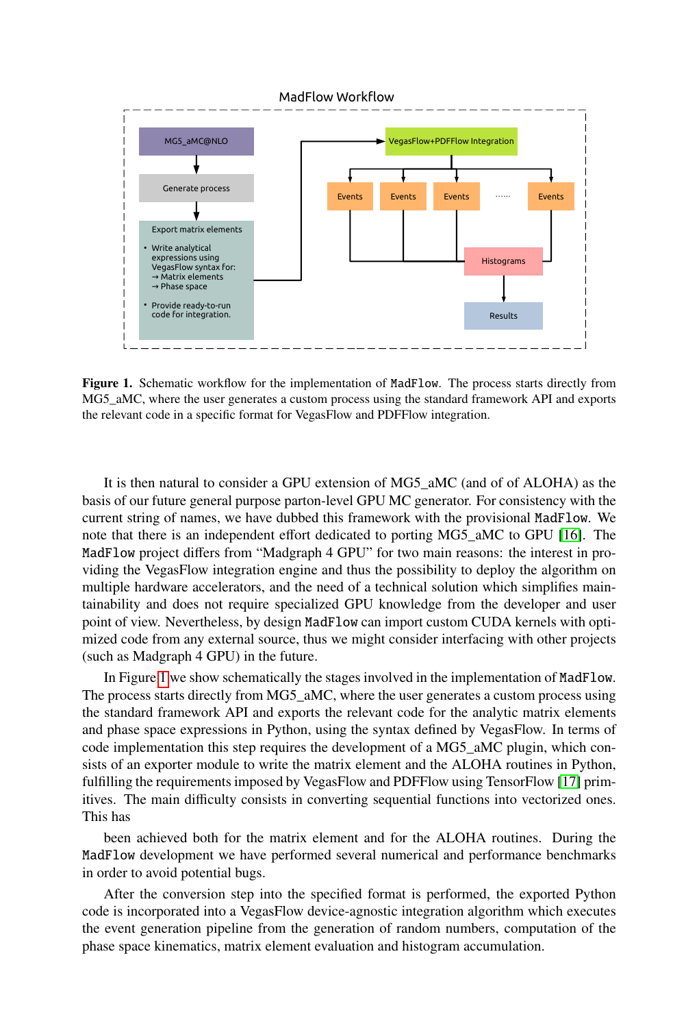**Figure 1.** Schematic workflow for the implementation of MadFlow. The process starts directly from MG5_aMC, where the user generates a custom process using the standard framework API and exports the relevant code in a specific format for VegasFlow and PDFFlow integration.

It is then natural to consider a GPU extension of MG5_aMC (and of of ALOHA) as the basis of our future general purpose parton-level GPU MC generator. For consistency with the current string of names, we have dubbed this framework with the provisional MadFlow. We note that there is an independent effort dedicated to porting MG5_aMC to GPU [16]. The MadFlow project differs from "Madgraph 4 GPU" for two main reasons: the interest in providing the VegasFlow integration engine and thus the possibility to deploy the algorithm on multiple hardware accelerators, and the need of a technical solution which simplifies maintainability and does not require specialized GPU knowledge from the developer and user point of view. Nevertheless, by design MadFlow can import custom CUDA kernels with optimized code from any external source, thus we might consider interfacing with other projects (such as Madgraph 4 GPU) in the future.

In Figure 1 we show schematically the stages involved in the implementation of MadFlow. The process starts directly from MG5_aMC, where the user generates a custom process using the standard framework API and exports the relevant code for the analytic matrix elements and phase space expressions in Python, using the syntax defined by VegasFlow. In terms of code implementation this step requires the development of a MG5_aMC plugin, which consists of an exporter module to write the matrix element and the ALOHA routines in Python, fulfilling the requirements imposed by VegasFlow and PDFFlow using TensorFlow [17] primitives. The main difficulty consists in converting sequential functions into vectorized ones. This has

been achieved both for the matrix element and for the ALOHA routines. During the MadFlow development we have performed several numerical and performance benchmarks in order to avoid potential bugs.

After the conversion step into the specified format is performed, the exported Python code is incorporated into a VegasFlow device-agnostic integration algorithm which executes the event generation pipeline from the generation of random numbers, computation of the phase space kinematics, matrix element evaluation and histogram accumulation.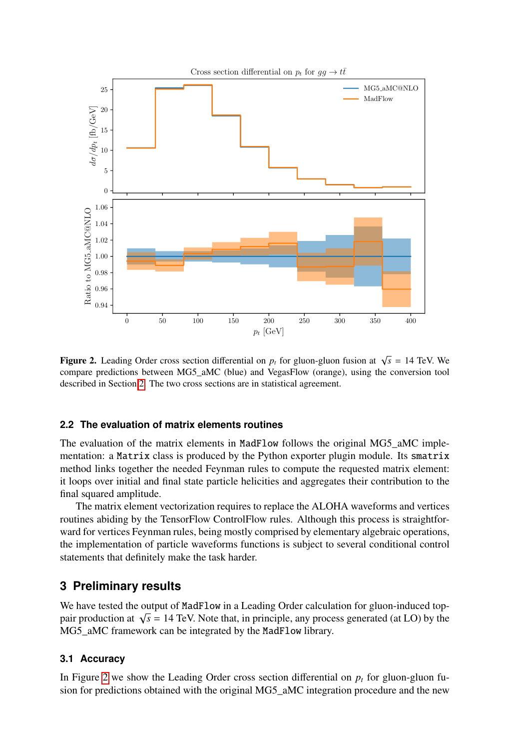Figure 2. Leading Order cross section differential on $p_t$ for gluon-gluon fusion at $\sqrt{s}$ = 14 TeV. We compare predictions between MG5_aMC (blue) and VegasFlow (orange), using the conversion tool described in Section 2. The two cross sections are in statistical agreement.

### 2.2 The evaluation of matrix elements routines

The evaluation of the matrix elements in `MadFlow` follows the original MG5_aMC implementation: a `Matrix` class is produced by the Python exporter plugin module. Its `smatrix` method links together the needed Feynman rules to compute the requested matrix element: it loops over initial and final state particle helicities and aggregates their contribution to the final squared amplitude.

The matrix element vectorization requires to replace the ALOHA waveforms and vertices routines abiding by the TensorFlow ControlFlow rules. Although this process is straightforward for vertices Feynman rules, being mostly comprised by elementary algebraic operations, the implementation of particle waveforms functions is subject to several conditional control statements that definitely make the task harder.

## 3 Preliminary results

We have tested the output of `MadFlow` in a Leading Order calculation for gluon-induced top-pair production at $\sqrt{s}$ = 14 TeV. Note that, in principle, any process generated (at LO) by the MG5_aMC framework can be integrated by the `MadFlow` library.

### 3.1 Accuracy

In Figure 2 we show the Leading Order cross section differential on $p_t$ for gluon-gluon fusion for predictions obtained with the original MG5_aMC integration procedure and the new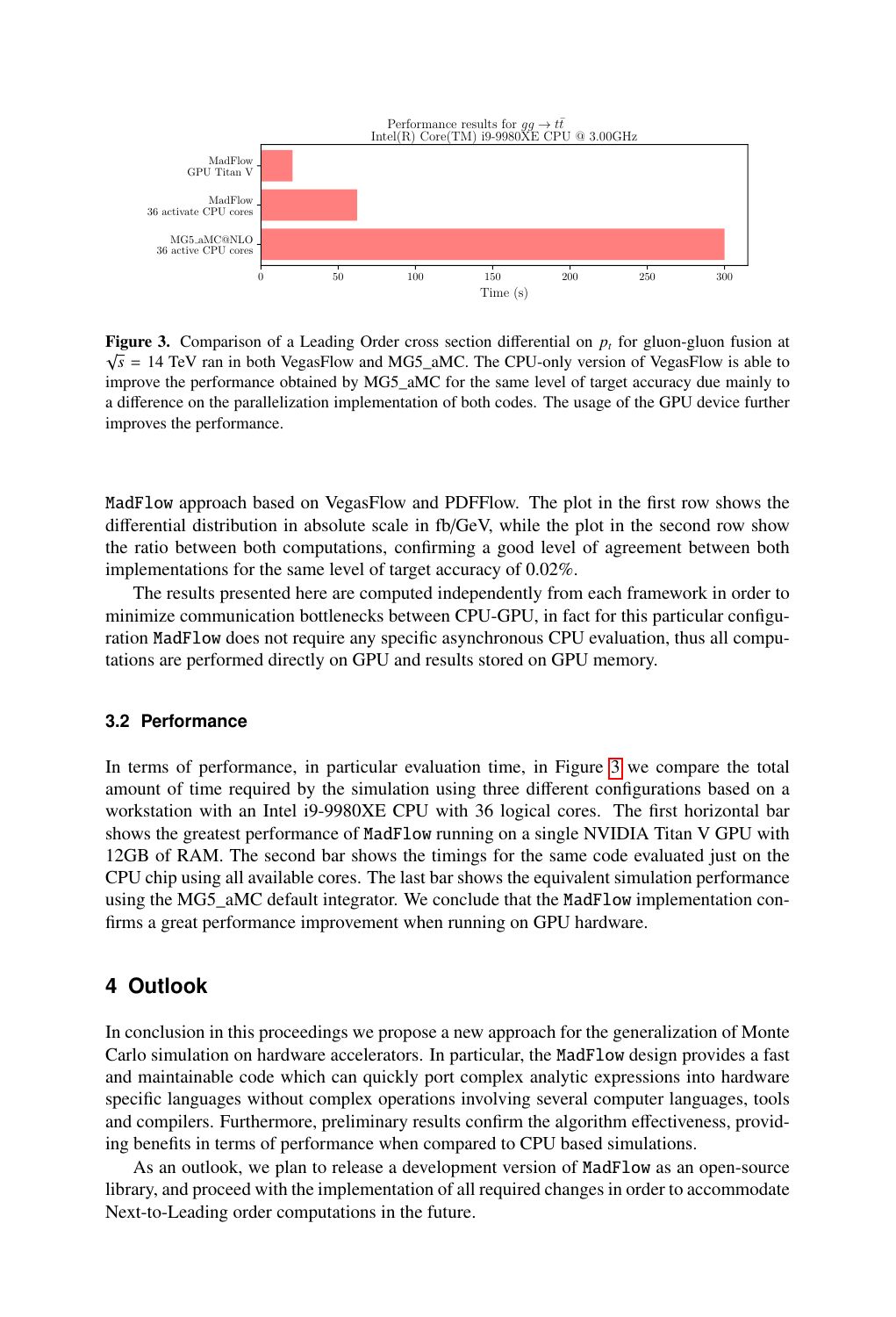**Figure 3.** Comparison of a Leading Order cross section differential on $p_t$ for gluon-gluon fusion at $\sqrt{s}$ = 14 TeV ran in both VegasFlow and MG5_aMC. The CPU-only version of VegasFlow is able to improve the performance obtained by MG5_aMC for the same level of target accuracy due mainly to a difference on the parallelization implementation of both codes. The usage of the GPU device further improves the performance.

MadFlow approach based on VegasFlow and PDFFlow. The plot in the first row shows the differential distribution in absolute scale in fb/GeV, while the plot in the second row show the ratio between both computations, confirming a good level of agreement between both implementations for the same level of target accuracy of 0.02%.

The results presented here are computed independently from each framework in order to minimize communication bottlenecks between CPU-GPU, in fact for this particular configuration MadFlow does not require any specific asynchronous CPU evaluation, thus all computations are performed directly on GPU and results stored on GPU memory.

### 3.2 Performance

In terms of performance, in particular evaluation time, in Figure 3 we compare the total amount of time required by the simulation using three different configurations based on a workstation with an Intel i9-9980XE CPU with 36 logical cores. The first horizontal bar shows the greatest performance of MadFlow running on a single NVIDIA Titan V GPU with 12GB of RAM. The second bar shows the timings for the same code evaluated just on the CPU chip using all available cores. The last bar shows the equivalent simulation performance using the MG5_aMC default integrator. We conclude that the MadFlow implementation confirms a great performance improvement when running on GPU hardware.

## 4 Outlook

In conclusion in this proceedings we propose a new approach for the generalization of Monte Carlo simulation on hardware accelerators. In particular, the MadFlow design provides a fast and maintainable code which can quickly port complex analytic expressions into hardware specific languages without complex operations involving several computer languages, tools and compilers. Furthermore, preliminary results confirm the algorithm effectiveness, providing benefits in terms of performance when compared to CPU based simulations.

As an outlook, we plan to release a development version of MadFlow as an open-source library, and proceed with the implementation of all required changes in order to accommodate Next-to-Leading order computations in the future.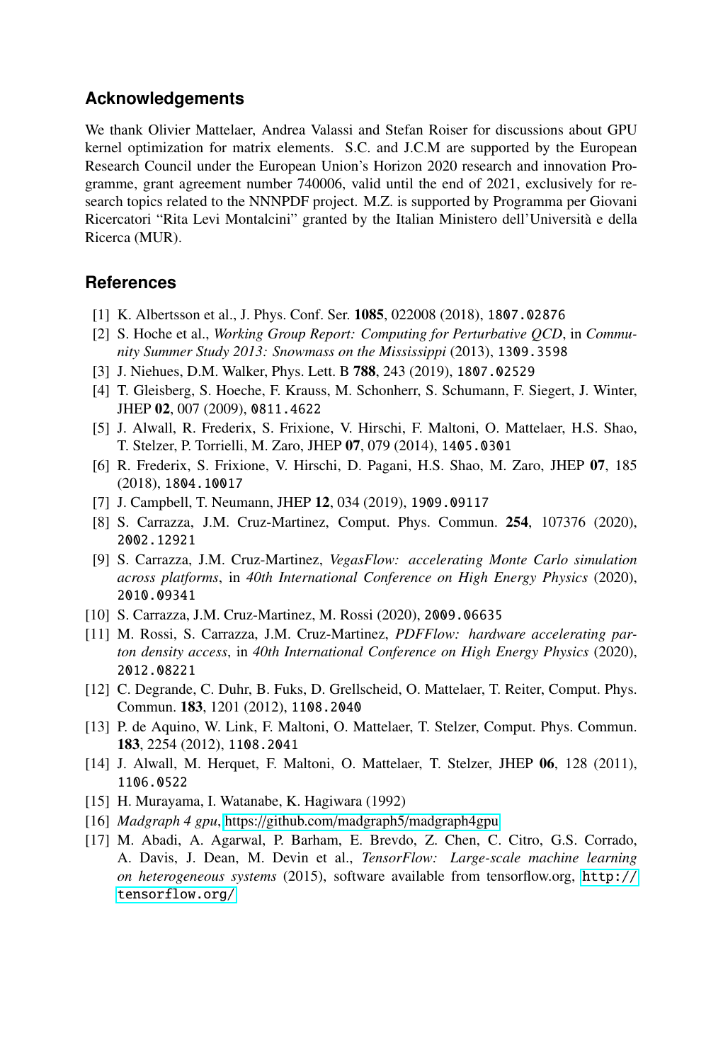## Acknowledgements

We thank Olivier Mattelaer, Andrea Valassi and Stefan Roiser for discussions about GPU kernel optimization for matrix elements. S.C. and J.C.M are supported by the European Research Council under the European Union's Horizon 2020 research and innovation Programme, grant agreement number 740006, valid until the end of 2021, exclusively for research topics related to the NNNPDF project. M.Z. is supported by Programma per Giovani Ricercatori "Rita Levi Montalcini" granted by the Italian Ministero dell'Università e della Ricerca (MUR).

## References

[1] K. Albertsson et al., J. Phys. Conf. Ser. **1085**, 022008 (2018), 1807.02876

[2] S. Hoche et al., *Working Group Report: Computing for Perturbative QCD*, in *Community Summer Study 2013: Snowmass on the Mississippi* (2013), 1309.3598

[3] J. Niehues, D.M. Walker, Phys. Lett. B **788**, 243 (2019), 1807.02529

[4] T. Gleisberg, S. Hoeche, F. Krauss, M. Schonherr, S. Schumann, F. Siegert, J. Winter, JHEP **02**, 007 (2009), 0811.4622

[5] J. Alwall, R. Frederix, S. Frixione, V. Hirschi, F. Maltoni, O. Mattelaer, H.S. Shao, T. Stelzer, P. Torrielli, M. Zaro, JHEP **07**, 079 (2014), 1405.0301

[6] R. Frederix, S. Frixione, V. Hirschi, D. Pagani, H.S. Shao, M. Zaro, JHEP **07**, 185 (2018), 1804.10017

[7] J. Campbell, T. Neumann, JHEP **12**, 034 (2019), 1909.09117

[8] S. Carrazza, J.M. Cruz-Martinez, Comput. Phys. Commun. **254**, 107376 (2020), 2002.12921

[9] S. Carrazza, J.M. Cruz-Martinez, *VegasFlow: accelerating Monte Carlo simulation across platforms*, in *40th International Conference on High Energy Physics* (2020), 2010.09341

[10] S. Carrazza, J.M. Cruz-Martinez, M. Rossi (2020), 2009.06635

[11] M. Rossi, S. Carrazza, J.M. Cruz-Martinez, *PDFFlow: hardware accelerating parton density access*, in *40th International Conference on High Energy Physics* (2020), 2012.08221

[12] C. Degrande, C. Duhr, B. Fuks, D. Grellscheid, O. Mattelaer, T. Reiter, Comput. Phys. Commun. **183**, 1201 (2012), 1108.2040

[13] P. de Aquino, W. Link, F. Maltoni, O. Mattelaer, T. Stelzer, Comput. Phys. Commun. **183**, 2254 (2012), 1108.2041

[14] J. Alwall, M. Herquet, F. Maltoni, O. Mattelaer, T. Stelzer, JHEP **06**, 128 (2011), 1106.0522

[15] H. Murayama, I. Watanabe, K. Hagiwara (1992)

[16] *Madgraph 4 gpu*, https://github.com/madgraph5/madgraph4gpu

[17] M. Abadi, A. Agarwal, P. Barham, E. Brevdo, Z. Chen, C. Citro, G.S. Corrado, A. Davis, J. Dean, M. Devin et al., *TensorFlow: Large-scale machine learning on heterogeneous systems* (2015), software available from tensorflow.org, http://tensorflow.org/